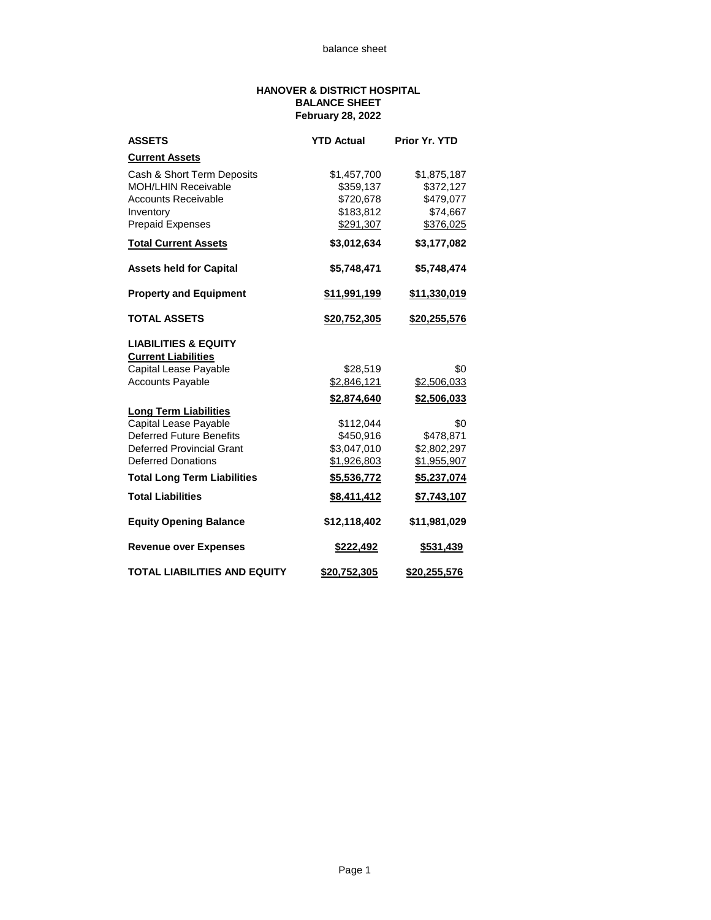# HANOVER & DISTRICT HOSPITAL
## BALANCE SHEET
### February 28, 2022

| ASSETS | YTD Actual | Prior Yr. YTD |
|---|---|---|
| **Current Assets** | | |
| Cash & Short Term Deposits | $1,457,700 | $1,875,187 |
| MOH/LHIN Receivable | $359,137 | $372,127 |
| Accounts Receivable | $720,678 | $479,077 |
| Inventory | $183,812 | $74,667 |
| Prepaid Expenses | $291,307 | $376,025 |
| **Total Current Assets** | **$3,012,634** | **$3,177,082** |
| **Assets held for Capital** | **$5,748,471** | **$5,748,474** |
| **Property and Equipment** | **$11,991,199** | **$11,330,019** |
| **TOTAL ASSETS** | **$20,752,305** | **$20,255,576** |
| **LIABILITIES & EQUITY** | | |
| **Current Liabilities** | | |
| Capital Lease Payable | $28,519 | $0 |
| Accounts Payable | $2,846,121 | $2,506,033 |
| | **$2,874,640** | **$2,506,033** |
| **Long Term Liabilities** | | |
| Capital Lease Payable | $112,044 | $0 |
| Deferred Future Benefits | $450,916 | $478,871 |
| Deferred Provincial Grant | $3,047,010 | $2,802,297 |
| Deferred Donations | $1,926,803 | $1,955,907 |
| **Total Long Term Liabilities** | **$5,536,772** | **$5,237,074** |
| **Total Liabilities** | **$8,411,412** | **$7,743,107** |
| **Equity Opening Balance** | **$12,118,402** | **$11,981,029** |
| **Revenue over Expenses** | **$222,492** | **$531,439** |
| **TOTAL LIABILITIES AND EQUITY** | **$20,752,305** | **$20,255,576** |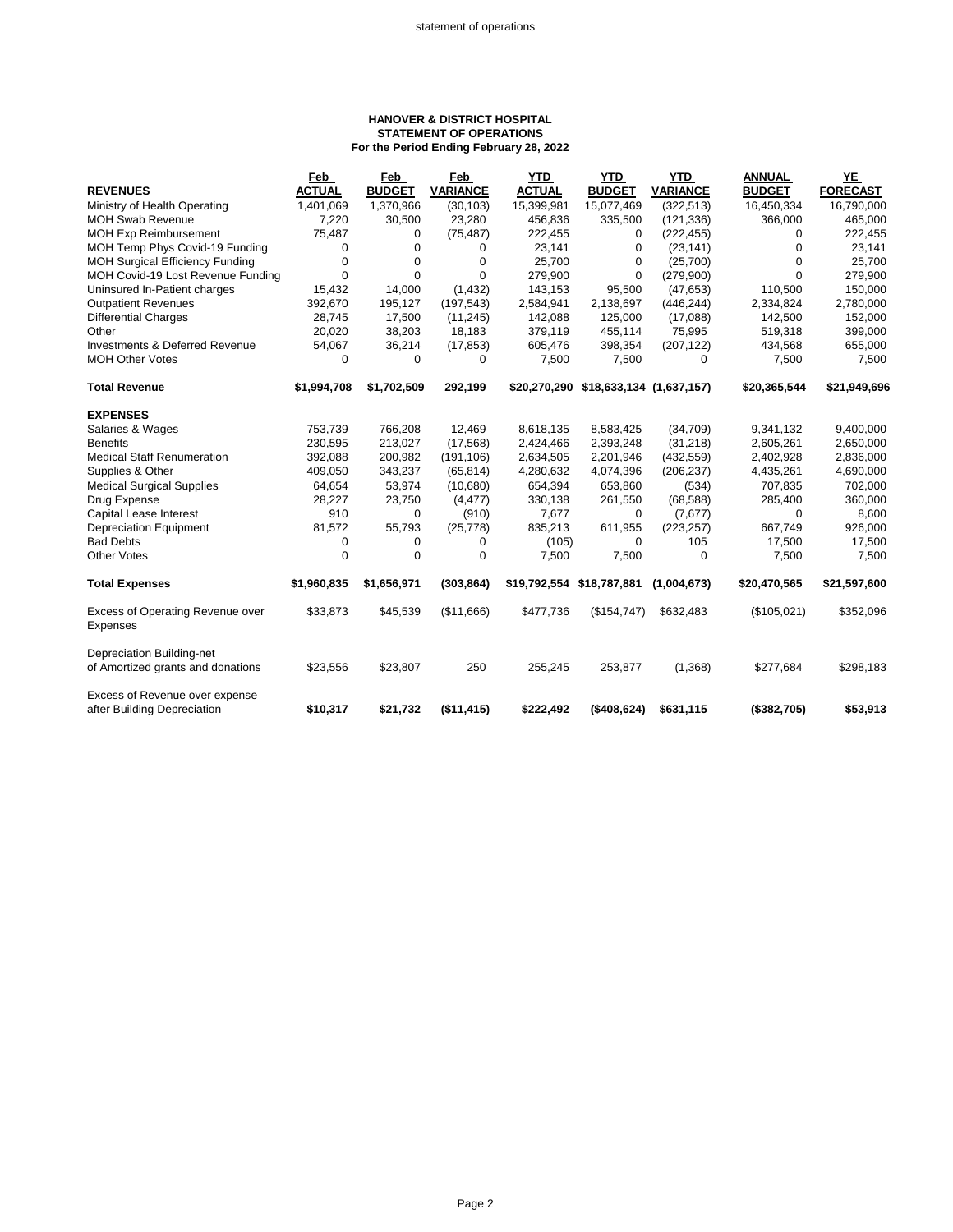### HANOVER & DISTRICT HOSPITAL
### STATEMENT OF OPERATIONS
### For the Period Ending February 28, 2022

| REVENUES | Feb ACTUAL | Feb BUDGET | Feb VARIANCE | YTD ACTUAL | YTD BUDGET | YTD VARIANCE | ANNUAL BUDGET | YE FORECAST |
|---|---|---|---|---|---|---|---|---|
| Ministry of Health Operating | 1,401,069 | 1,370,966 | (30,103) | 15,399,981 | 15,077,469 | (322,513) | 16,450,334 | 16,790,000 |
| MOH Swab Revenue | 7,220 | 30,500 | 23,280 | 456,836 | 335,500 | (121,336) | 366,000 | 465,000 |
| MOH Exp Reimbursement | 75,487 | 0 | (75,487) | 222,455 | 0 | (222,455) | 0 | 222,455 |
| MOH Temp Phys Covid-19 Funding | 0 | 0 | 0 | 23,141 | 0 | (23,141) | 0 | 23,141 |
| MOH Surgical Efficiency Funding | 0 | 0 | 0 | 25,700 | 0 | (25,700) | 0 | 25,700 |
| MOH Covid-19 Lost Revenue Funding | 0 | 0 | 0 | 279,900 | 0 | (279,900) | 0 | 279,900 |
| Uninsured In-Patient charges | 15,432 | 14,000 | (1,432) | 143,153 | 95,500 | (47,653) | 110,500 | 150,000 |
| Outpatient Revenues | 392,670 | 195,127 | (197,543) | 2,584,941 | 2,138,697 | (446,244) | 2,334,824 | 2,780,000 |
| Differential Charges | 28,745 | 17,500 | (11,245) | 142,088 | 125,000 | (17,088) | 142,500 | 152,000 |
| Other | 20,020 | 38,203 | 18,183 | 379,119 | 455,114 | 75,995 | 519,318 | 399,000 |
| Investments & Deferred Revenue | 54,067 | 36,214 | (17,853) | 605,476 | 398,354 | (207,122) | 434,568 | 655,000 |
| MOH Other Votes | 0 | 0 | 0 | 7,500 | 7,500 | 0 | 7,500 | 7,500 |
| **Total Revenue** | **$1,994,708** | **$1,702,509** | **292,199** | **$20,270,290** | **$18,633,134** | **(1,637,157)** | **$20,365,544** | **$21,949,696** |
| **EXPENSES** | | | | | | | | |
| Salaries & Wages | 753,739 | 766,208 | 12,469 | 8,618,135 | 8,583,425 | (34,709) | 9,341,132 | 9,400,000 |
| Benefits | 230,595 | 213,027 | (17,568) | 2,424,466 | 2,393,248 | (31,218) | 2,605,261 | 2,650,000 |
| Medical Staff Renumeration | 392,088 | 200,982 | (191,106) | 2,634,505 | 2,201,946 | (432,559) | 2,402,928 | 2,836,000 |
| Supplies & Other | 409,050 | 343,237 | (65,814) | 4,280,632 | 4,074,396 | (206,237) | 4,435,261 | 4,690,000 |
| Medical Surgical Supplies | 64,654 | 53,974 | (10,680) | 654,394 | 653,860 | (534) | 707,835 | 702,000 |
| Drug Expense | 28,227 | 23,750 | (4,477) | 330,138 | 261,550 | (68,588) | 285,400 | 360,000 |
| Capital Lease Interest | 910 | 0 | (910) | 7,677 | 0 | (7,677) | 0 | 8,600 |
| Depreciation Equipment | 81,572 | 55,793 | (25,778) | 835,213 | 611,955 | (223,257) | 667,749 | 926,000 |
| Bad Debts | 0 | 0 | 0 | (105) | 0 | 105 | 17,500 | 17,500 |
| Other Votes | 0 | 0 | 0 | 7,500 | 7,500 | 0 | 7,500 | 7,500 |
| **Total Expenses** | **$1,960,835** | **$1,656,971** | **(303,864)** | **$19,792,554** | **$18,787,881** | **(1,004,673)** | **$20,470,565** | **$21,597,600** |
| Excess of Operating Revenue over Expenses | $33,873 | $45,539 | ($11,666) | $477,736 | ($154,747) | $632,483 | ($105,021) | $352,096 |
| Depreciation Building-net of Amortized grants and donations | $23,556 | $23,807 | 250 | 255,245 | 253,877 | (1,368) | $277,684 | $298,183 |
| Excess of Revenue over expense after Building Depreciation | **$10,317** | **$21,732** | **($11,415)** | **$222,492** | **($408,624)** | **$631,115** | **($382,705)** | **$53,913** |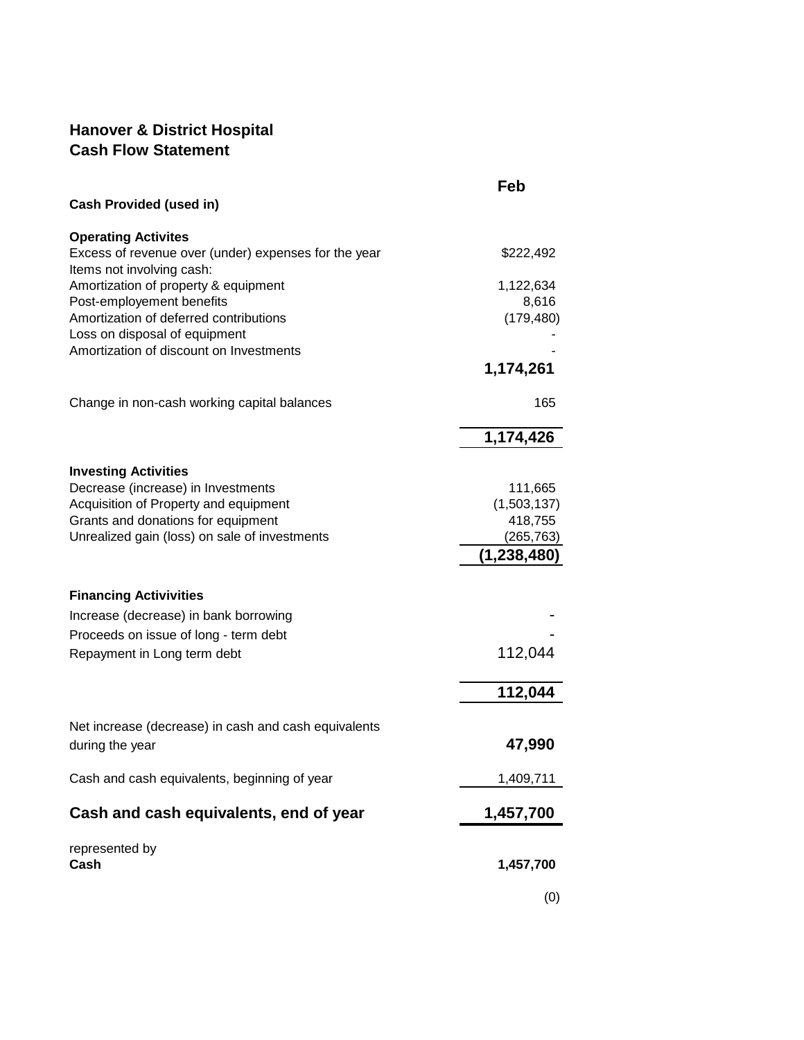**Hanover & District Hospital**
**Cash Flow Statement**

| | Feb |
|---|---|
| **Cash Provided (used in)** | |
| | |
| **Operating Activites** | |
| Excess of revenue over (under) expenses for the year | $222,492 |
| Items not involving cash: | |
| Amortization of property & equipment | 1,122,634 |
| Post-employement benefits | 8,616 |
| Amortization of deferred contributions | (179,480) |
| Loss on disposal of equipment | - |
| Amortization of discount on Investments | - |
| | **1,174,261** |
| Change in non-cash working capital balances | 165 |
| | **1,174,426** |
| | |
| **Investing Activities** | |
| Decrease (increase) in Investments | 111,665 |
| Acquisition of Property and equipment | (1,503,137) |
| Grants and donations for equipment | 418,755 |
| Unrealized gain (loss) on sale of investments | (265,763) |
| | **(1,238,480)** |
| | |
| **Financing Activivities** | |
| Increase (decrease) in bank borrowing | - |
| Proceeds on issue of long - term debt | - |
| Repayment in Long term debt | 112,044 |
| | **112,044** |
| | |
| Net increase (decrease) in cash and cash equivalents during the year | **47,990** |
| Cash and cash equivalents, beginning of year | 1,409,711 |
| **Cash and cash equivalents, end of year** | **1,457,700** |
| | |
| represented by | |
| **Cash** | **1,457,700** |
| | (0) |